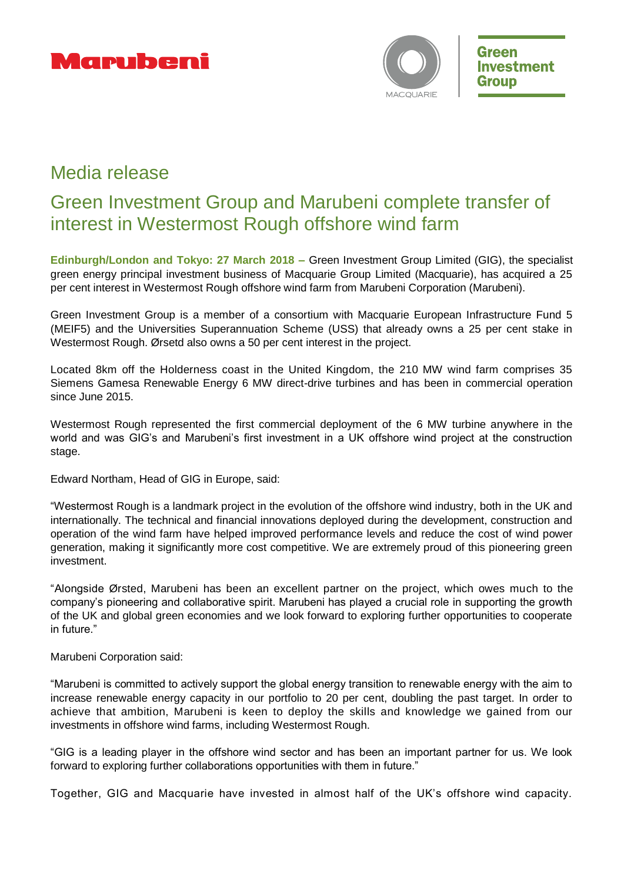Marubeni

Green Investment Group

# Media release

## Green Investment Group and Marubeni complete transfer of interest in Westermost Rough offshore wind farm

**Edinburgh/London and Tokyo: 27 March 2018 –** Green Investment Group Limited (GIG), the specialist green energy principal investment business of Macquarie Group Limited (Macquarie), has acquired a 25 per cent interest in Westermost Rough offshore wind farm from Marubeni Corporation (Marubeni).

Green Investment Group is a member of a consortium with Macquarie European Infrastructure Fund 5 (MEIF5) and the Universities Superannuation Scheme (USS) that already owns a 25 per cent stake in Westermost Rough. Ørsetd also owns a 50 per cent interest in the project.

Located 8km off the Holderness coast in the United Kingdom, the 210 MW wind farm comprises 35 Siemens Gamesa Renewable Energy 6 MW direct-drive turbines and has been in commercial operation since June 2015.

Westermost Rough represented the first commercial deployment of the 6 MW turbine anywhere in the world and was GIG's and Marubeni's first investment in a UK offshore wind project at the construction stage.

Edward Northam, Head of GIG in Europe, said:

"Westermost Rough is a landmark project in the evolution of the offshore wind industry, both in the UK and internationally. The technical and financial innovations deployed during the development, construction and operation of the wind farm have helped improved performance levels and reduce the cost of wind power generation, making it significantly more cost competitive. We are extremely proud of this pioneering green investment.

"Alongside Ørsted, Marubeni has been an excellent partner on the project, which owes much to the company's pioneering and collaborative spirit. Marubeni has played a crucial role in supporting the growth of the UK and global green economies and we look forward to exploring further opportunities to cooperate in future."

Marubeni Corporation said:

"Marubeni is committed to actively support the global energy transition to renewable energy with the aim to increase renewable energy capacity in our portfolio to 20 per cent, doubling the past target. In order to achieve that ambition, Marubeni is keen to deploy the skills and knowledge we gained from our investments in offshore wind farms, including Westermost Rough.

"GIG is a leading player in the offshore wind sector and has been an important partner for us. We look forward to exploring further collaborations opportunities with them in future."

Together, GIG and Macquarie have invested in almost half of the UK's offshore wind capacity.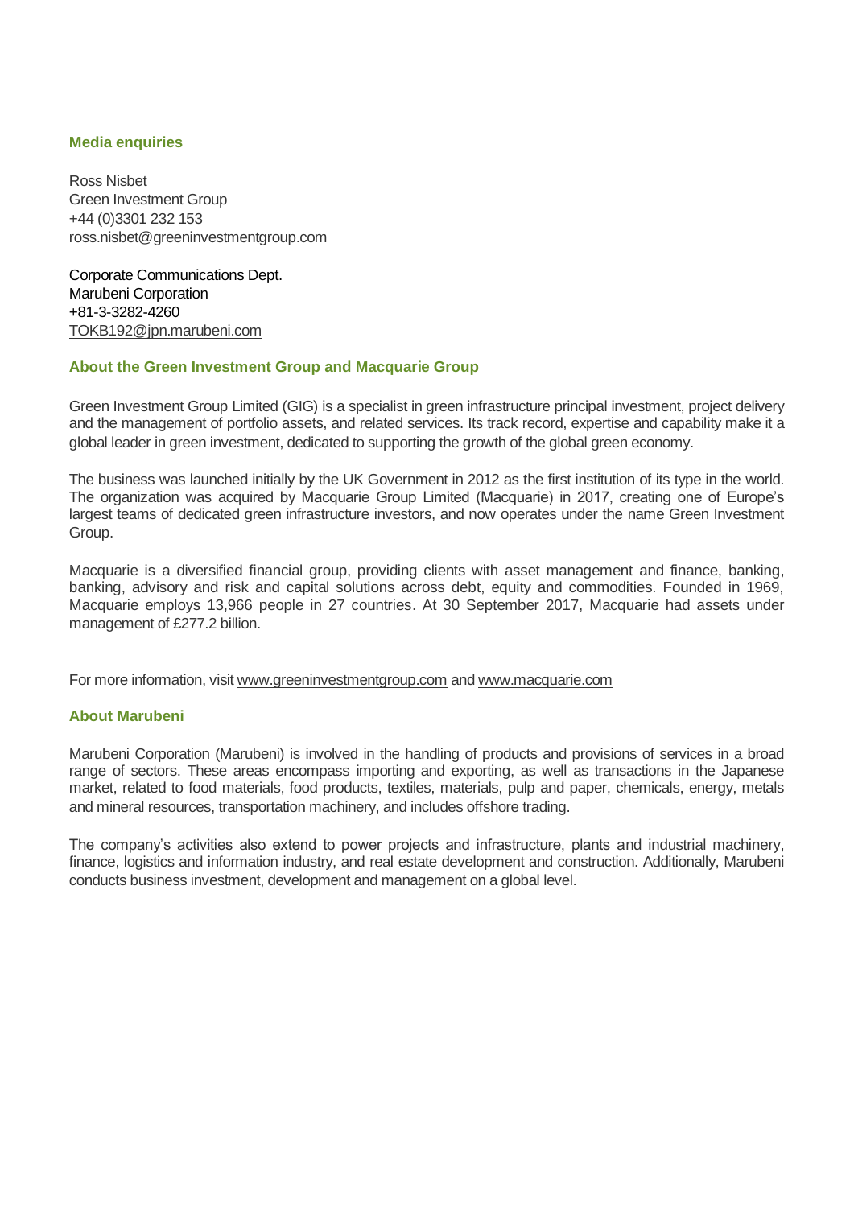### Media enquiries

Ross Nisbet
Green Investment Group
+44 (0)3301 232 153
ross.nisbet@greeninvestmentgroup.com

Corporate Communications Dept.
Marubeni Corporation
+81-3-3282-4260
TOKB192@jpn.marubeni.com

### About the Green Investment Group and Macquarie Group

Green Investment Group Limited (GIG) is a specialist in green infrastructure principal investment, project delivery and the management of portfolio assets, and related services. Its track record, expertise and capability make it a global leader in green investment, dedicated to supporting the growth of the global green economy.

The business was launched initially by the UK Government in 2012 as the first institution of its type in the world. The organization was acquired by Macquarie Group Limited (Macquarie) in 2017, creating one of Europe's largest teams of dedicated green infrastructure investors, and now operates under the name Green Investment Group.

Macquarie is a diversified financial group, providing clients with asset management and finance, banking, banking, advisory and risk and capital solutions across debt, equity and commodities. Founded in 1969, Macquarie employs 13,966 people in 27 countries. At 30 September 2017, Macquarie had assets under management of £277.2 billion.

For more information, visit www.greeninvestmentgroup.com and www.macquarie.com

### About Marubeni

Marubeni Corporation (Marubeni) is involved in the handling of products and provisions of services in a broad range of sectors. These areas encompass importing and exporting, as well as transactions in the Japanese market, related to food materials, food products, textiles, materials, pulp and paper, chemicals, energy, metals and mineral resources, transportation machinery, and includes offshore trading.

The company's activities also extend to power projects and infrastructure, plants and industrial machinery, finance, logistics and information industry, and real estate development and construction. Additionally, Marubeni conducts business investment, development and management on a global level.